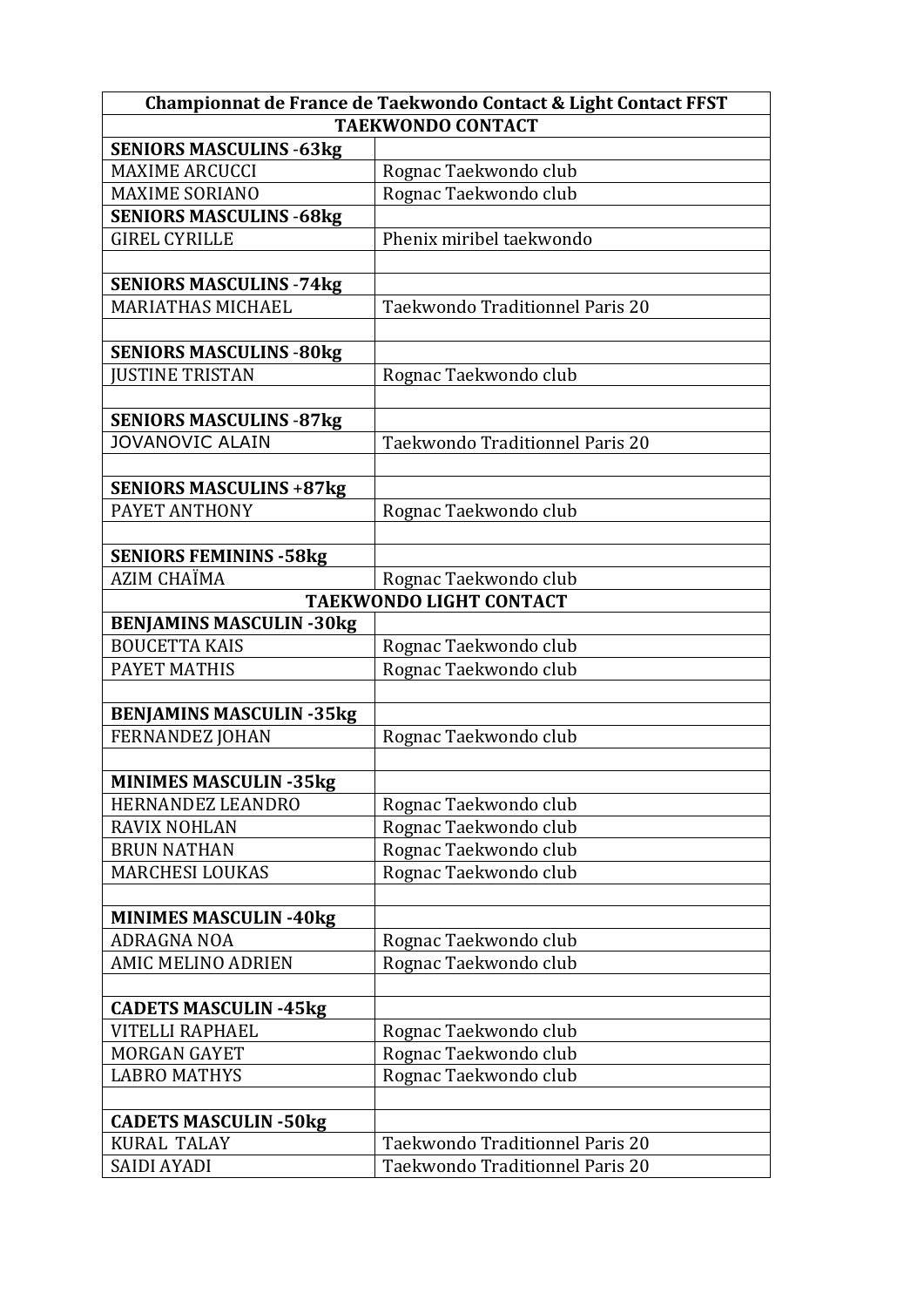| Championnat de France de Taekwondo Contact & Light Contact FFST | |
|---|---|
| **TAEKWONDO CONTACT** | |
| **SENIORS MASCULINS -63kg** | |
| MAXIME ARCUCCI | Rognac Taekwondo club |
| MAXIME SORIANO | Rognac Taekwondo club |
| **SENIORS MASCULINS -68kg** | |
| GIREL CYRILLE | Phenix miribel taekwondo |
| | |
| **SENIORS MASCULINS -74kg** | |
| MARIATHAS MICHAEL | Taekwondo Traditionnel Paris 20 |
| | |
| **SENIORS MASCULINS -80kg** | |
| JUSTINE TRISTAN | Rognac Taekwondo club |
| | |
| **SENIORS MASCULINS -87kg** | |
| JOVANOVIC ALAIN | Taekwondo Traditionnel Paris 20 |
| | |
| **SENIORS MASCULINS +87kg** | |
| PAYET ANTHONY | Rognac Taekwondo club |
| | |
| **SENIORS FEMININS -58kg** | |
| AZIM CHAÏMA | Rognac Taekwondo club |
| **TAEKWONDO LIGHT CONTACT** | |
| **BENJAMINS MASCULIN -30kg** | |
| BOUCETTA KAIS | Rognac Taekwondo club |
| PAYET MATHIS | Rognac Taekwondo club |
| | |
| **BENJAMINS MASCULIN -35kg** | |
| FERNANDEZ JOHAN | Rognac Taekwondo club |
| | |
| **MINIMES MASCULIN -35kg** | |
| HERNANDEZ LEANDRO | Rognac Taekwondo club |
| RAVIX NOHLAN | Rognac Taekwondo club |
| BRUN NATHAN | Rognac Taekwondo club |
| MARCHESI LOUKAS | Rognac Taekwondo club |
| | |
| **MINIMES MASCULIN -40kg** | |
| ADRAGNA NOA | Rognac Taekwondo club |
| AMIC MELINO ADRIEN | Rognac Taekwondo club |
| | |
| **CADETS MASCULIN -45kg** | |
| VITELLI RAPHAEL | Rognac Taekwondo club |
| MORGAN GAYET | Rognac Taekwondo club |
| LABRO MATHYS | Rognac Taekwondo club |
| | |
| **CADETS MASCULIN -50kg** | |
| KURAL TALAY | Taekwondo Traditionnel Paris 20 |
| SAIDI AYADI | Taekwondo Traditionnel Paris 20 |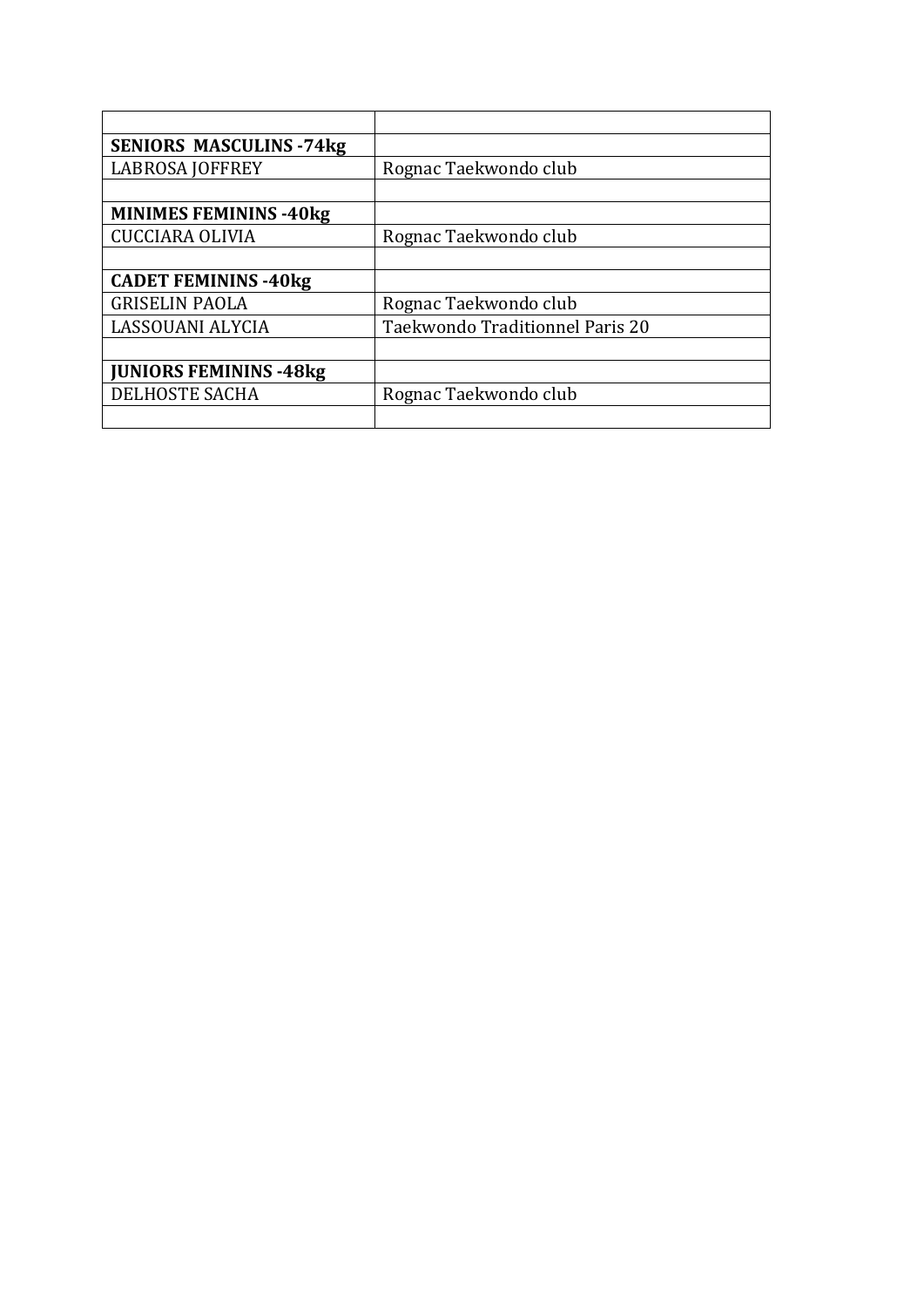| | |
|---|---|
| **SENIORS  MASCULINS -74kg** | |
| LABROSA JOFFREY | Rognac Taekwondo club |
| | |
| **MINIMES FEMININS -40kg** | |
| CUCCIARA OLIVIA | Rognac Taekwondo club |
| | |
| **CADET FEMININS -40kg** | |
| GRISELIN PAOLA | Rognac Taekwondo club |
| LASSOUANI ALYCIA | Taekwondo Traditionnel Paris 20 |
| | |
| **JUNIORS FEMININS -48kg** | |
| DELHOSTE SACHA | Rognac Taekwondo club |
| | |